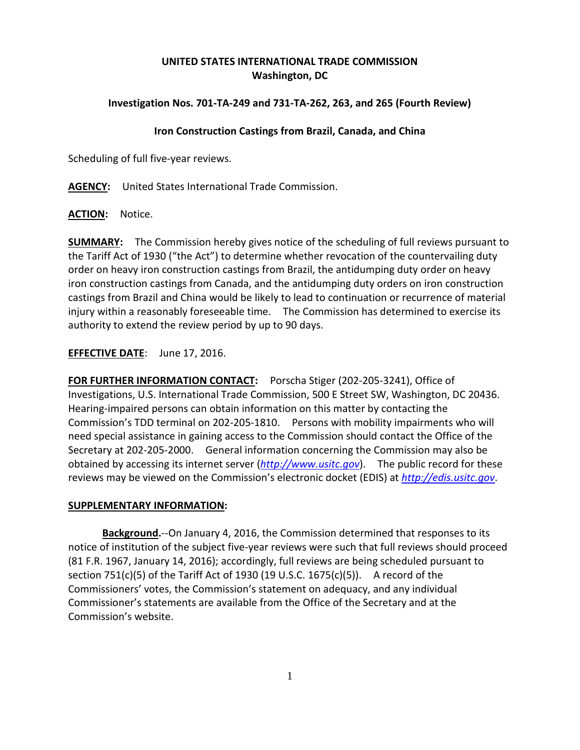**UNITED STATES INTERNATIONAL TRADE COMMISSION**
**Washington, DC**

**Investigation Nos. 701-TA-249 and 731-TA-262, 263, and 265 (Fourth Review)**

**Iron Construction Castings from Brazil, Canada, and China**

Scheduling of full five-year reviews.

**AGENCY:** United States International Trade Commission.

**ACTION:** Notice.

**SUMMARY:** The Commission hereby gives notice of the scheduling of full reviews pursuant to the Tariff Act of 1930 ("the Act") to determine whether revocation of the countervailing duty order on heavy iron construction castings from Brazil, the antidumping duty order on heavy iron construction castings from Canada, and the antidumping duty orders on iron construction castings from Brazil and China would be likely to lead to continuation or recurrence of material injury within a reasonably foreseeable time. The Commission has determined to exercise its authority to extend the review period by up to 90 days.

**EFFECTIVE DATE**: June 17, 2016.

**FOR FURTHER INFORMATION CONTACT:** Porscha Stiger (202-205-3241), Office of Investigations, U.S. International Trade Commission, 500 E Street SW, Washington, DC 20436. Hearing-impaired persons can obtain information on this matter by contacting the Commission's TDD terminal on 202-205-1810. Persons with mobility impairments who will need special assistance in gaining access to the Commission should contact the Office of the Secretary at 202-205-2000. General information concerning the Commission may also be obtained by accessing its internet server (*http://www.usitc.gov*). The public record for these reviews may be viewed on the Commission's electronic docket (EDIS) at *http://edis.usitc.gov*.

**SUPPLEMENTARY INFORMATION:**

**Background.**--On January 4, 2016, the Commission determined that responses to its notice of institution of the subject five-year reviews were such that full reviews should proceed (81 F.R. 1967, January 14, 2016); accordingly, full reviews are being scheduled pursuant to section 751(c)(5) of the Tariff Act of 1930 (19 U.S.C. 1675(c)(5)). A record of the Commissioners' votes, the Commission's statement on adequacy, and any individual Commissioner's statements are available from the Office of the Secretary and at the Commission's website.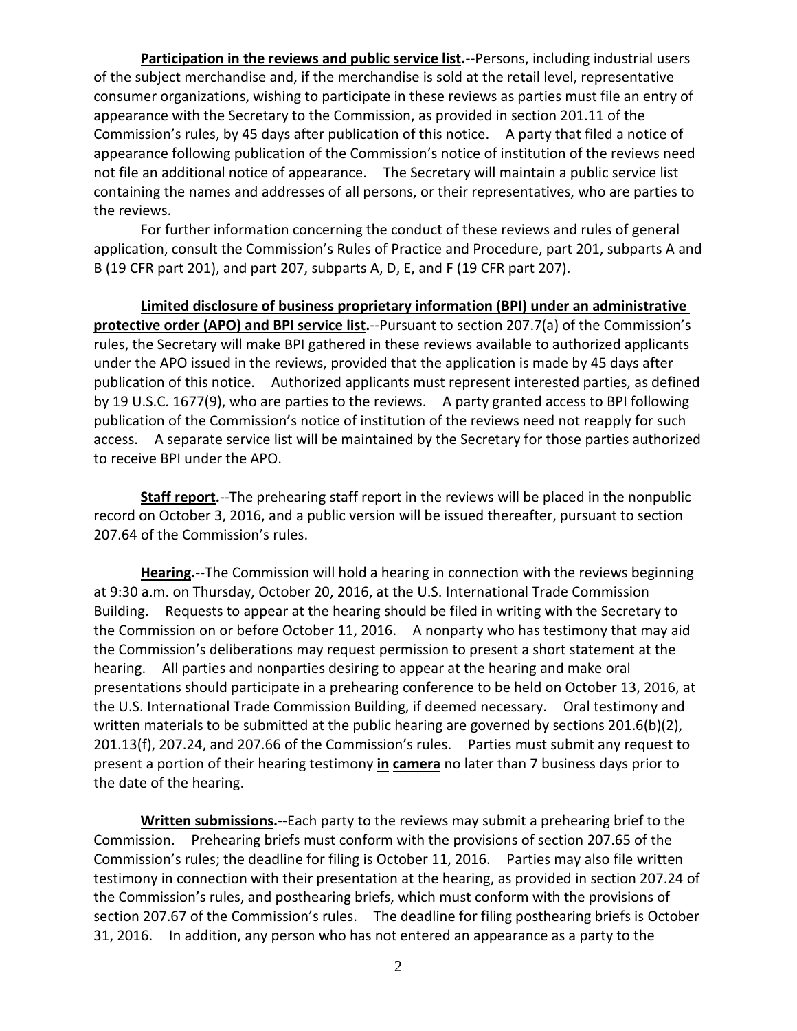**Participation in the reviews and public service list.**--Persons, including industrial users of the subject merchandise and, if the merchandise is sold at the retail level, representative consumer organizations, wishing to participate in these reviews as parties must file an entry of appearance with the Secretary to the Commission, as provided in section 201.11 of the Commission's rules, by 45 days after publication of this notice. A party that filed a notice of appearance following publication of the Commission's notice of institution of the reviews need not file an additional notice of appearance. The Secretary will maintain a public service list containing the names and addresses of all persons, or their representatives, who are parties to the reviews.

For further information concerning the conduct of these reviews and rules of general application, consult the Commission's Rules of Practice and Procedure, part 201, subparts A and B (19 CFR part 201), and part 207, subparts A, D, E, and F (19 CFR part 207).

**Limited disclosure of business proprietary information (BPI) under an administrative protective order (APO) and BPI service list.**--Pursuant to section 207.7(a) of the Commission's rules, the Secretary will make BPI gathered in these reviews available to authorized applicants under the APO issued in the reviews, provided that the application is made by 45 days after publication of this notice. Authorized applicants must represent interested parties, as defined by 19 U.S.C. 1677(9), who are parties to the reviews. A party granted access to BPI following publication of the Commission's notice of institution of the reviews need not reapply for such access. A separate service list will be maintained by the Secretary for those parties authorized to receive BPI under the APO.

**Staff report.**--The prehearing staff report in the reviews will be placed in the nonpublic record on October 3, 2016, and a public version will be issued thereafter, pursuant to section 207.64 of the Commission's rules.

**Hearing.**--The Commission will hold a hearing in connection with the reviews beginning at 9:30 a.m. on Thursday, October 20, 2016, at the U.S. International Trade Commission Building. Requests to appear at the hearing should be filed in writing with the Secretary to the Commission on or before October 11, 2016. A nonparty who has testimony that may aid the Commission's deliberations may request permission to present a short statement at the hearing. All parties and nonparties desiring to appear at the hearing and make oral presentations should participate in a prehearing conference to be held on October 13, 2016, at the U.S. International Trade Commission Building, if deemed necessary. Oral testimony and written materials to be submitted at the public hearing are governed by sections 201.6(b)(2), 201.13(f), 207.24, and 207.66 of the Commission's rules. Parties must submit any request to present a portion of their hearing testimony **in camera** no later than 7 business days prior to the date of the hearing.

**Written submissions.**--Each party to the reviews may submit a prehearing brief to the Commission. Prehearing briefs must conform with the provisions of section 207.65 of the Commission's rules; the deadline for filing is October 11, 2016. Parties may also file written testimony in connection with their presentation at the hearing, as provided in section 207.24 of the Commission's rules, and posthearing briefs, which must conform with the provisions of section 207.67 of the Commission's rules. The deadline for filing posthearing briefs is October 31, 2016. In addition, any person who has not entered an appearance as a party to the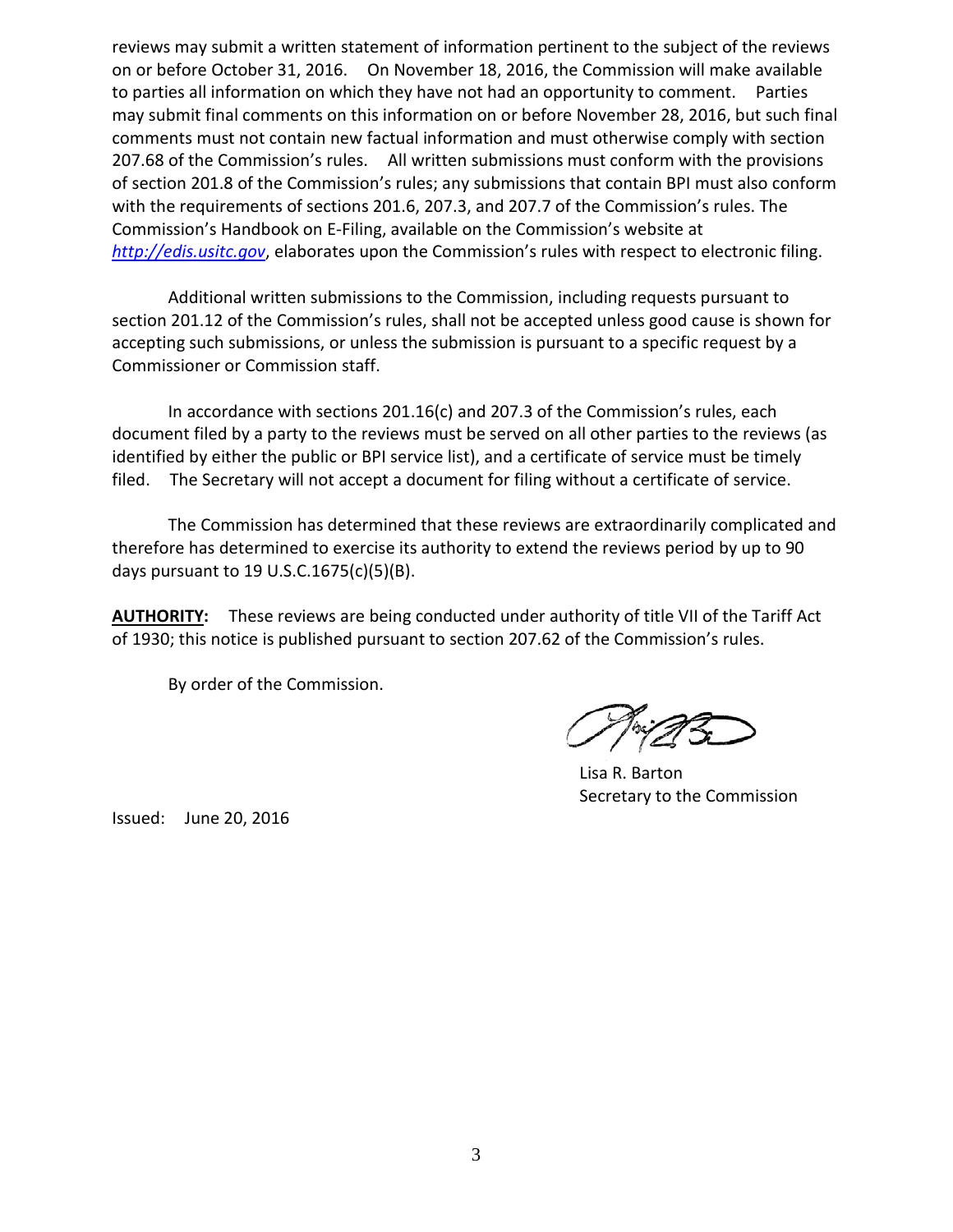reviews may submit a written statement of information pertinent to the subject of the reviews on or before October 31, 2016. On November 18, 2016, the Commission will make available to parties all information on which they have not had an opportunity to comment. Parties may submit final comments on this information on or before November 28, 2016, but such final comments must not contain new factual information and must otherwise comply with section 207.68 of the Commission's rules. All written submissions must conform with the provisions of section 201.8 of the Commission's rules; any submissions that contain BPI must also conform with the requirements of sections 201.6, 207.3, and 207.7 of the Commission's rules. The Commission's Handbook on E-Filing, available on the Commission's website at *http://edis.usitc.gov*, elaborates upon the Commission's rules with respect to electronic filing.

Additional written submissions to the Commission, including requests pursuant to section 201.12 of the Commission's rules, shall not be accepted unless good cause is shown for accepting such submissions, or unless the submission is pursuant to a specific request by a Commissioner or Commission staff.

In accordance with sections 201.16(c) and 207.3 of the Commission's rules, each document filed by a party to the reviews must be served on all other parties to the reviews (as identified by either the public or BPI service list), and a certificate of service must be timely filed. The Secretary will not accept a document for filing without a certificate of service.

The Commission has determined that these reviews are extraordinarily complicated and therefore has determined to exercise its authority to extend the reviews period by up to 90 days pursuant to 19 U.S.C.1675(c)(5)(B).

**AUTHORITY:** These reviews are being conducted under authority of title VII of the Tariff Act of 1930; this notice is published pursuant to section 207.62 of the Commission's rules.

By order of the Commission.

Lisa R. Barton
Secretary to the Commission

Issued: June 20, 2016